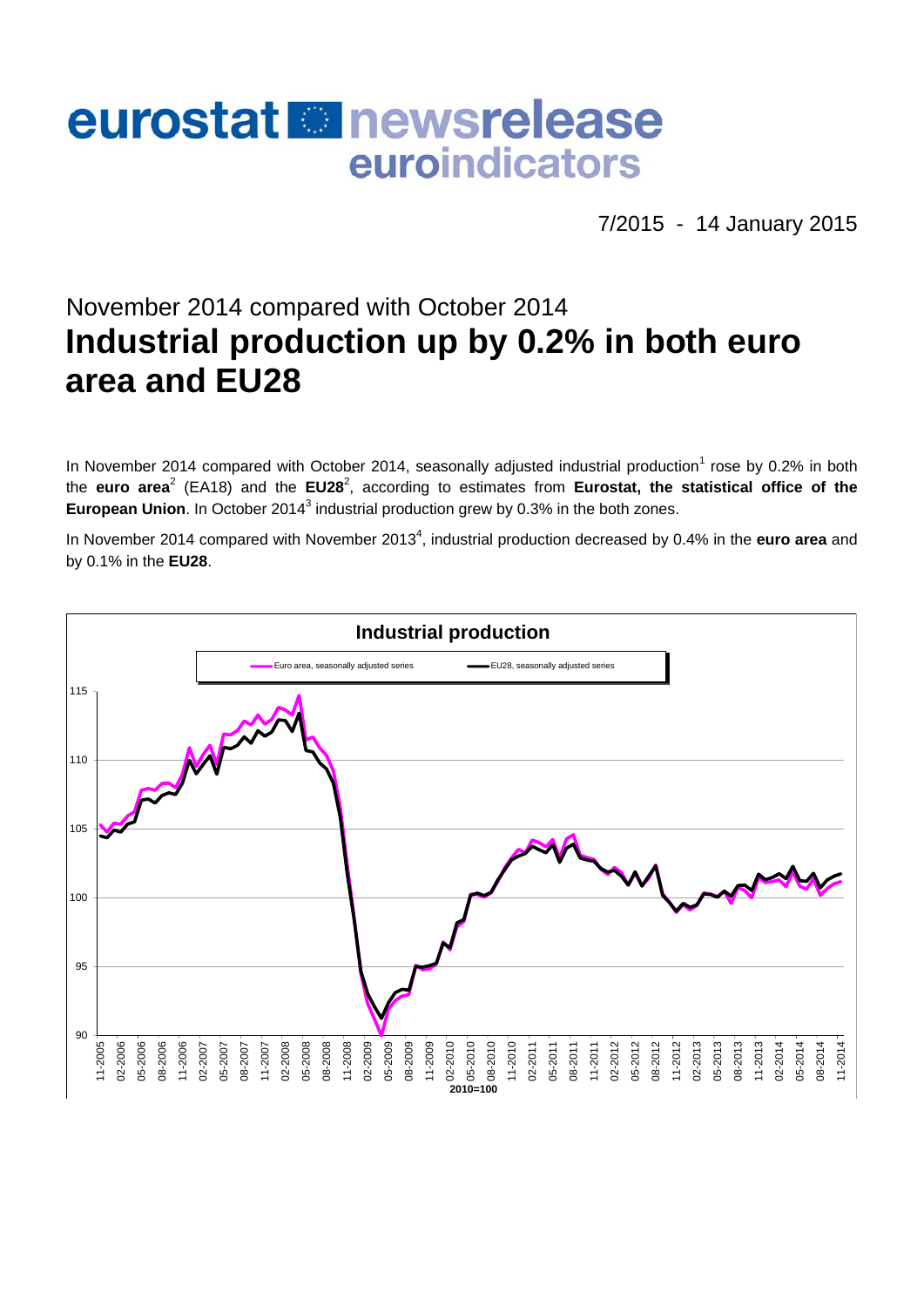# eurostat newsrelease euroindicators

7/2015 - 14 January 2015

## November 2014 compared with October 2014

# Industrial production up by 0.2% in both euro area and EU28

In November 2014 compared with October 2014, seasonally adjusted industrial production[1] rose by 0.2% in both the **euro area**[2] (EA18) and the **EU28**[2], according to estimates from **Eurostat, the statistical office of the European Union**. In October 2014[3] industrial production grew by 0.3% in the both zones.

In November 2014 compared with November 2013[4], industrial production decreased by 0.4% in the **euro area** and by 0.1% in the **EU28**.

**Industrial production**

Euro area, seasonally adjusted series — EU28, seasonally adjusted series

2010=100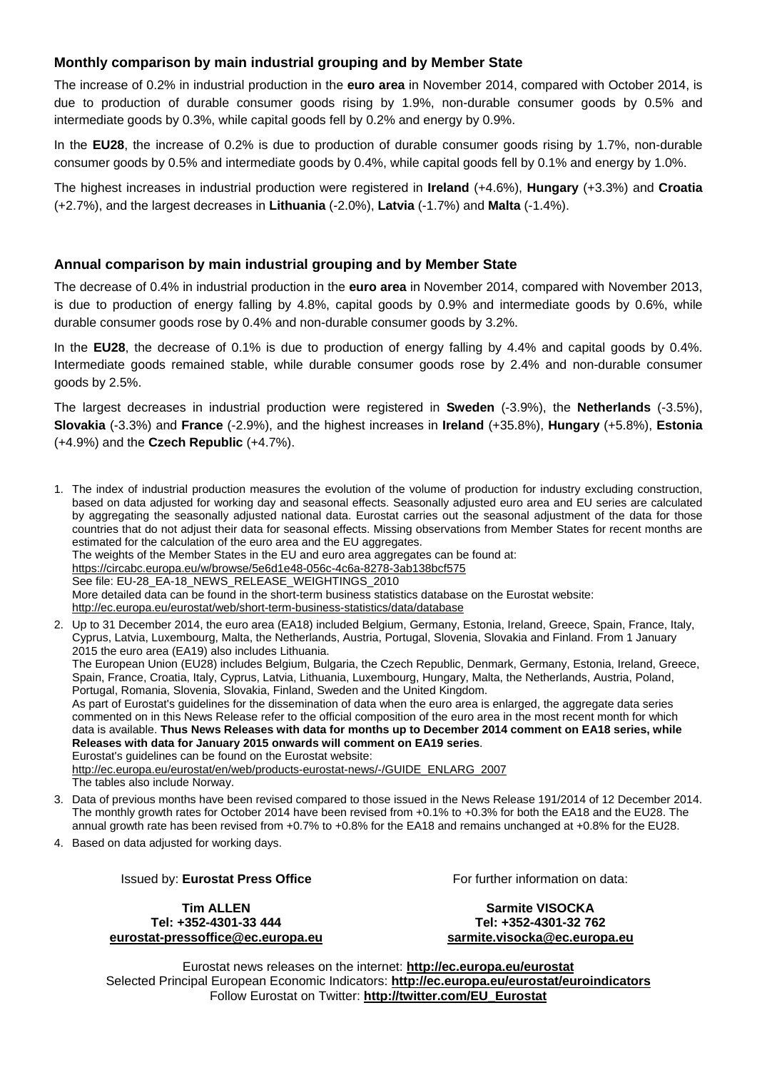## Monthly comparison by main industrial grouping and by Member State

The increase of 0.2% in industrial production in the **euro area** in November 2014, compared with October 2014, is due to production of durable consumer goods rising by 1.9%, non-durable consumer goods by 0.5% and intermediate goods by 0.3%, while capital goods fell by 0.2% and energy by 0.9%.

In the **EU28**, the increase of 0.2% is due to production of durable consumer goods rising by 1.7%, non-durable consumer goods by 0.5% and intermediate goods by 0.4%, while capital goods fell by 0.1% and energy by 1.0%.

The highest increases in industrial production were registered in **Ireland** (+4.6%), **Hungary** (+3.3%) and **Croatia** (+2.7%), and the largest decreases in **Lithuania** (-2.0%), **Latvia** (-1.7%) and **Malta** (-1.4%).

## Annual comparison by main industrial grouping and by Member State

The decrease of 0.4% in industrial production in the **euro area** in November 2014, compared with November 2013, is due to production of energy falling by 4.8%, capital goods by 0.9% and intermediate goods by 0.6%, while durable consumer goods rose by 0.4% and non-durable consumer goods by 3.2%.

In the **EU28**, the decrease of 0.1% is due to production of energy falling by 4.4% and capital goods by 0.4%. Intermediate goods remained stable, while durable consumer goods rose by 2.4% and non-durable consumer goods by 2.5%.

The largest decreases in industrial production were registered in **Sweden** (-3.9%), the **Netherlands** (-3.5%), **Slovakia** (-3.3%) and **France** (-2.9%), and the highest increases in **Ireland** (+35.8%), **Hungary** (+5.8%), **Estonia** (+4.9%) and the **Czech Republic** (+4.7%).

1. The index of industrial production measures the evolution of the volume of production for industry excluding construction, based on data adjusted for working day and seasonal effects. Seasonally adjusted euro area and EU series are calculated by aggregating the seasonally adjusted national data. Eurostat carries out the seasonal adjustment of the data for those countries that do not adjust their data for seasonal effects. Missing observations from Member States for recent months are estimated for the calculation of the euro area and the EU aggregates.
   The weights of the Member States in the EU and euro area aggregates can be found at:
   https://circabc.europa.eu/w/browse/5e6d1e48-056c-4c6a-8278-3ab138bcf575
   See file: EU-28_EA-18_NEWS_RELEASE_WEIGHTINGS_2010
   More detailed data can be found in the short-term business statistics database on the Eurostat website:
   http://ec.europa.eu/eurostat/web/short-term-business-statistics/data/database
2. Up to 31 December 2014, the euro area (EA18) included Belgium, Germany, Estonia, Ireland, Greece, Spain, France, Italy, Cyprus, Latvia, Luxembourg, Malta, the Netherlands, Austria, Portugal, Slovenia, Slovakia and Finland. From 1 January 2015 the euro area (EA19) also includes Lithuania.
   The European Union (EU28) includes Belgium, Bulgaria, the Czech Republic, Denmark, Germany, Estonia, Ireland, Greece, Spain, France, Croatia, Italy, Cyprus, Latvia, Lithuania, Luxembourg, Hungary, Malta, the Netherlands, Austria, Poland, Portugal, Romania, Slovenia, Slovakia, Finland, Sweden and the United Kingdom.
   As part of Eurostat's guidelines for the dissemination of data when the euro area is enlarged, the aggregate data series commented on in this News Release refer to the official composition of the euro area in the most recent month for which data is available. **Thus News Releases with data for months up to December 2014 comment on EA18 series, while Releases with data for January 2015 onwards will comment on EA19 series**.
   Eurostat's guidelines can be found on the Eurostat website:
   http://ec.europa.eu/eurostat/en/web/products-eurostat-news/-/GUIDE_ENLARG_2007
   The tables also include Norway.
3. Data of previous months have been revised compared to those issued in the News Release 191/2014 of 12 December 2014. The monthly growth rates for October 2014 have been revised from +0.1% to +0.3% for both the EA18 and the EU28. The annual growth rate has been revised from +0.7% to +0.8% for the EA18 and remains unchanged at +0.8% for the EU28.
4. Based on data adjusted for working days.

Issued by: **Eurostat Press Office**

**Tim ALLEN**
**Tel: +352-4301-33 444**
**eurostat-pressoffice@ec.europa.eu**

For further information on data:

**Sarmite VISOCKA**
**Tel: +352-4301-32 762**
**sarmite.visocka@ec.europa.eu**

Eurostat news releases on the internet: **http://ec.europa.eu/eurostat**
Selected Principal European Economic Indicators: **http://ec.europa.eu/eurostat/euroindicators**
Follow Eurostat on Twitter: **http://twitter.com/EU_Eurostat**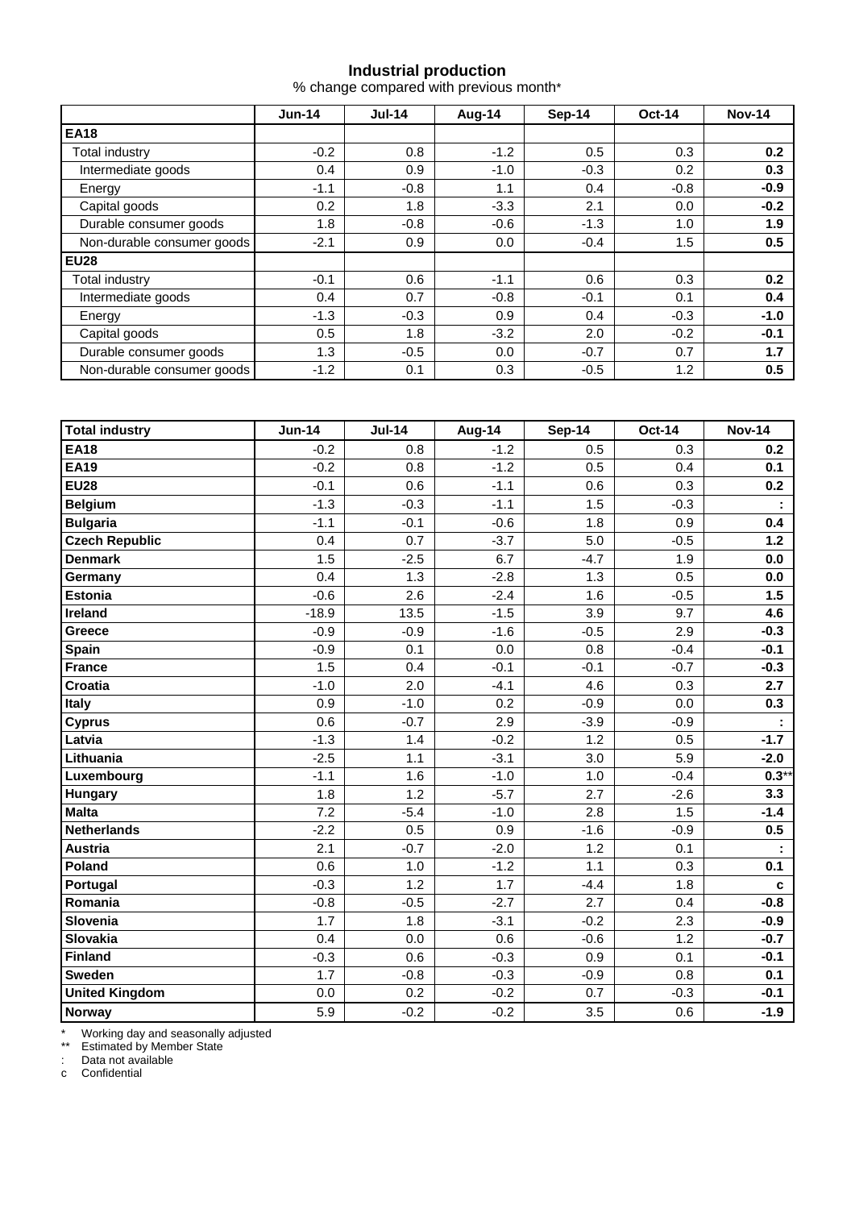## Industrial production

% change compared with previous month*

| | Jun-14 | Jul-14 | Aug-14 | Sep-14 | Oct-14 | Nov-14 |
|---|---|---|---|---|---|---|
| **EA18** | | | | | | |
| Total industry | -0.2 | 0.8 | -1.2 | 0.5 | 0.3 | **0.2** |
| Intermediate goods | 0.4 | 0.9 | -1.0 | -0.3 | 0.2 | **0.3** |
| Energy | -1.1 | -0.8 | 1.1 | 0.4 | -0.8 | **-0.9** |
| Capital goods | 0.2 | 1.8 | -3.3 | 2.1 | 0.0 | **-0.2** |
| Durable consumer goods | 1.8 | -0.8 | -0.6 | -1.3 | 1.0 | **1.9** |
| Non-durable consumer goods | -2.1 | 0.9 | 0.0 | -0.4 | 1.5 | **0.5** |
| **EU28** | | | | | | |
| Total industry | -0.1 | 0.6 | -1.1 | 0.6 | 0.3 | **0.2** |
| Intermediate goods | 0.4 | 0.7 | -0.8 | -0.1 | 0.1 | **0.4** |
| Energy | -1.3 | -0.3 | 0.9 | 0.4 | -0.3 | **-1.0** |
| Capital goods | 0.5 | 1.8 | -3.2 | 2.0 | -0.2 | **-0.1** |
| Durable consumer goods | 1.3 | -0.5 | 0.0 | -0.7 | 0.7 | **1.7** |
| Non-durable consumer goods | -1.2 | 0.1 | 0.3 | -0.5 | 1.2 | **0.5** |

| **Total industry** | **Jun-14** | **Jul-14** | **Aug-14** | **Sep-14** | **Oct-14** | **Nov-14** |
|---|---|---|---|---|---|---|
| **EA18** | -0.2 | 0.8 | -1.2 | 0.5 | 0.3 | **0.2** |
| **EA19** | -0.2 | 0.8 | -1.2 | 0.5 | 0.4 | **0.1** |
| **EU28** | -0.1 | 0.6 | -1.1 | 0.6 | 0.3 | **0.2** |
| **Belgium** | -1.3 | -0.3 | -1.1 | 1.5 | -0.3 | **:** |
| **Bulgaria** | -1.1 | -0.1 | -0.6 | 1.8 | 0.9 | **0.4** |
| **Czech Republic** | 0.4 | 0.7 | -3.7 | 5.0 | -0.5 | **1.2** |
| **Denmark** | 1.5 | -2.5 | 6.7 | -4.7 | 1.9 | **0.0** |
| **Germany** | 0.4 | 1.3 | -2.8 | 1.3 | 0.5 | **0.0** |
| **Estonia** | -0.6 | 2.6 | -2.4 | 1.6 | -0.5 | **1.5** |
| **Ireland** | -18.9 | 13.5 | -1.5 | 3.9 | 9.7 | **4.6** |
| **Greece** | -0.9 | -0.9 | -1.6 | -0.5 | 2.9 | **-0.3** |
| **Spain** | -0.9 | 0.1 | 0.0 | 0.8 | -0.4 | **-0.1** |
| **France** | 1.5 | 0.4 | -0.1 | -0.1 | -0.7 | **-0.3** |
| **Croatia** | -1.0 | 2.0 | -4.1 | 4.6 | 0.3 | **2.7** |
| **Italy** | 0.9 | -1.0 | 0.2 | -0.9 | 0.0 | **0.3** |
| **Cyprus** | 0.6 | -0.7 | 2.9 | -3.9 | -0.9 | **:** |
| **Latvia** | -1.3 | 1.4 | -0.2 | 1.2 | 0.5 | **-1.7** |
| **Lithuania** | -2.5 | 1.1 | -3.1 | 3.0 | 5.9 | **-2.0** |
| **Luxembourg** | -1.1 | 1.6 | -1.0 | 1.0 | -0.4 | **0.3****** |
| **Hungary** | 1.8 | 1.2 | -5.7 | 2.7 | -2.6 | **3.3** |
| **Malta** | 7.2 | -5.4 | -1.0 | 2.8 | 1.5 | **-1.4** |
| **Netherlands** | -2.2 | 0.5 | 0.9 | -1.6 | -0.9 | **0.5** |
| **Austria** | 2.1 | -0.7 | -2.0 | 1.2 | 0.1 | **:** |
| **Poland** | 0.6 | 1.0 | -1.2 | 1.1 | 0.3 | **0.1** |
| **Portugal** | -0.3 | 1.2 | 1.7 | -4.4 | 1.8 | **c** |
| **Romania** | -0.8 | -0.5 | -2.7 | 2.7 | 0.4 | **-0.8** |
| **Slovenia** | 1.7 | 1.8 | -3.1 | -0.2 | 2.3 | **-0.9** |
| **Slovakia** | 0.4 | 0.0 | 0.6 | -0.6 | 1.2 | **-0.7** |
| **Finland** | -0.3 | 0.6 | -0.3 | 0.9 | 0.1 | **-0.1** |
| **Sweden** | 1.7 | -0.8 | -0.3 | -0.9 | 0.8 | **0.1** |
| **United Kingdom** | 0.0 | 0.2 | -0.2 | 0.7 | -0.3 | **-0.1** |
| **Norway** | 5.9 | -0.2 | -0.2 | 3.5 | 0.6 | **-1.9** |

\* Working day and seasonally adjusted

\*\* Estimated by Member State

: Data not available

c Confidential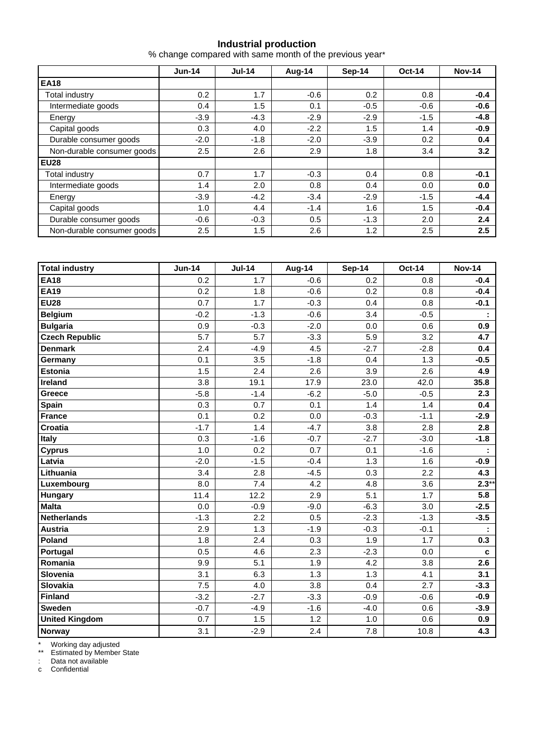**Industrial production**

% change compared with same month of the previous year*

| | Jun-14 | Jul-14 | Aug-14 | Sep-14 | Oct-14 | Nov-14 |
|---|---|---|---|---|---|---|
| **EA18** | | | | | | |
| Total industry | 0.2 | 1.7 | -0.6 | 0.2 | 0.8 | **-0.4** |
| Intermediate goods | 0.4 | 1.5 | 0.1 | -0.5 | -0.6 | **-0.6** |
| Energy | -3.9 | -4.3 | -2.9 | -2.9 | -1.5 | **-4.8** |
| Capital goods | 0.3 | 4.0 | -2.2 | 1.5 | 1.4 | **-0.9** |
| Durable consumer goods | -2.0 | -1.8 | -2.0 | -3.9 | 0.2 | **0.4** |
| Non-durable consumer goods | 2.5 | 2.6 | 2.9 | 1.8 | 3.4 | **3.2** |
| **EU28** | | | | | | |
| Total industry | 0.7 | 1.7 | -0.3 | 0.4 | 0.8 | **-0.1** |
| Intermediate goods | 1.4 | 2.0 | 0.8 | 0.4 | 0.0 | **0.0** |
| Energy | -3.9 | -4.2 | -3.4 | -2.9 | -1.5 | **-4.4** |
| Capital goods | 1.0 | 4.4 | -1.4 | 1.6 | 1.5 | **-0.4** |
| Durable consumer goods | -0.6 | -0.3 | 0.5 | -1.3 | 2.0 | **2.4** |
| Non-durable consumer goods | 2.5 | 1.5 | 2.6 | 1.2 | 2.5 | **2.5** |

| **Total industry** | **Jun-14** | **Jul-14** | **Aug-14** | **Sep-14** | **Oct-14** | **Nov-14** |
|---|---|---|---|---|---|---|
| **EA18** | 0.2 | 1.7 | -0.6 | 0.2 | 0.8 | **-0.4** |
| **EA19** | 0.2 | 1.8 | -0.6 | 0.2 | 0.8 | **-0.4** |
| **EU28** | 0.7 | 1.7 | -0.3 | 0.4 | 0.8 | **-0.1** |
| **Belgium** | -0.2 | -1.3 | -0.6 | 3.4 | -0.5 | **:** |
| **Bulgaria** | 0.9 | -0.3 | -2.0 | 0.0 | 0.6 | **0.9** |
| **Czech Republic** | 5.7 | 5.7 | -3.3 | 5.9 | 3.2 | **4.7** |
| **Denmark** | 2.4 | -4.9 | 4.5 | -2.7 | -2.8 | **0.4** |
| **Germany** | 0.1 | 3.5 | -1.8 | 0.4 | 1.3 | **-0.5** |
| **Estonia** | 1.5 | 2.4 | 2.6 | 3.9 | 2.6 | **4.9** |
| **Ireland** | 3.8 | 19.1 | 17.9 | 23.0 | 42.0 | **35.8** |
| **Greece** | -5.8 | -1.4 | -6.2 | -5.0 | -0.5 | **2.3** |
| **Spain** | 0.3 | 0.7 | 0.1 | 1.4 | 1.4 | **0.4** |
| **France** | 0.1 | 0.2 | 0.0 | -0.3 | -1.1 | **-2.9** |
| **Croatia** | -1.7 | 1.4 | -4.7 | 3.8 | 2.8 | **2.8** |
| **Italy** | 0.3 | -1.6 | -0.7 | -2.7 | -3.0 | **-1.8** |
| **Cyprus** | 1.0 | 0.2 | 0.7 | 0.1 | -1.6 | **:** |
| **Latvia** | -2.0 | -1.5 | -0.4 | 1.3 | 1.6 | **-0.9** |
| **Lithuania** | 3.4 | 2.8 | -4.5 | 0.3 | 2.2 | **4.3** |
| **Luxembourg** | 8.0 | 7.4 | 4.2 | 4.8 | 3.6 | **2.3****** |
| **Hungary** | 11.4 | 12.2 | 2.9 | 5.1 | 1.7 | **5.8** |
| **Malta** | 0.0 | -0.9 | -9.0 | -6.3 | 3.0 | **-2.5** |
| **Netherlands** | -1.3 | 2.2 | 0.5 | -2.3 | -1.3 | **-3.5** |
| **Austria** | 2.9 | 1.3 | -1.9 | -0.3 | -0.1 | **:** |
| **Poland** | 1.8 | 2.4 | 0.3 | 1.9 | 1.7 | **0.3** |
| **Portugal** | 0.5 | 4.6 | 2.3 | -2.3 | 0.0 | **c** |
| **Romania** | 9.9 | 5.1 | 1.9 | 4.2 | 3.8 | **2.6** |
| **Slovenia** | 3.1 | 6.3 | 1.3 | 1.3 | 4.1 | **3.1** |
| **Slovakia** | 7.5 | 4.0 | 3.8 | 0.4 | 2.7 | **-3.3** |
| **Finland** | -3.2 | -2.7 | -3.3 | -0.9 | -0.6 | **-0.9** |
| **Sweden** | -0.7 | -4.9 | -1.6 | -4.0 | 0.6 | **-3.9** |
| **United Kingdom** | 0.7 | 1.5 | 1.2 | 1.0 | 0.6 | **0.9** |
| **Norway** | 3.1 | -2.9 | 2.4 | 7.8 | 10.8 | **4.3** |

\* Working day adjusted

** Estimated by Member State

: Data not available

c Confidential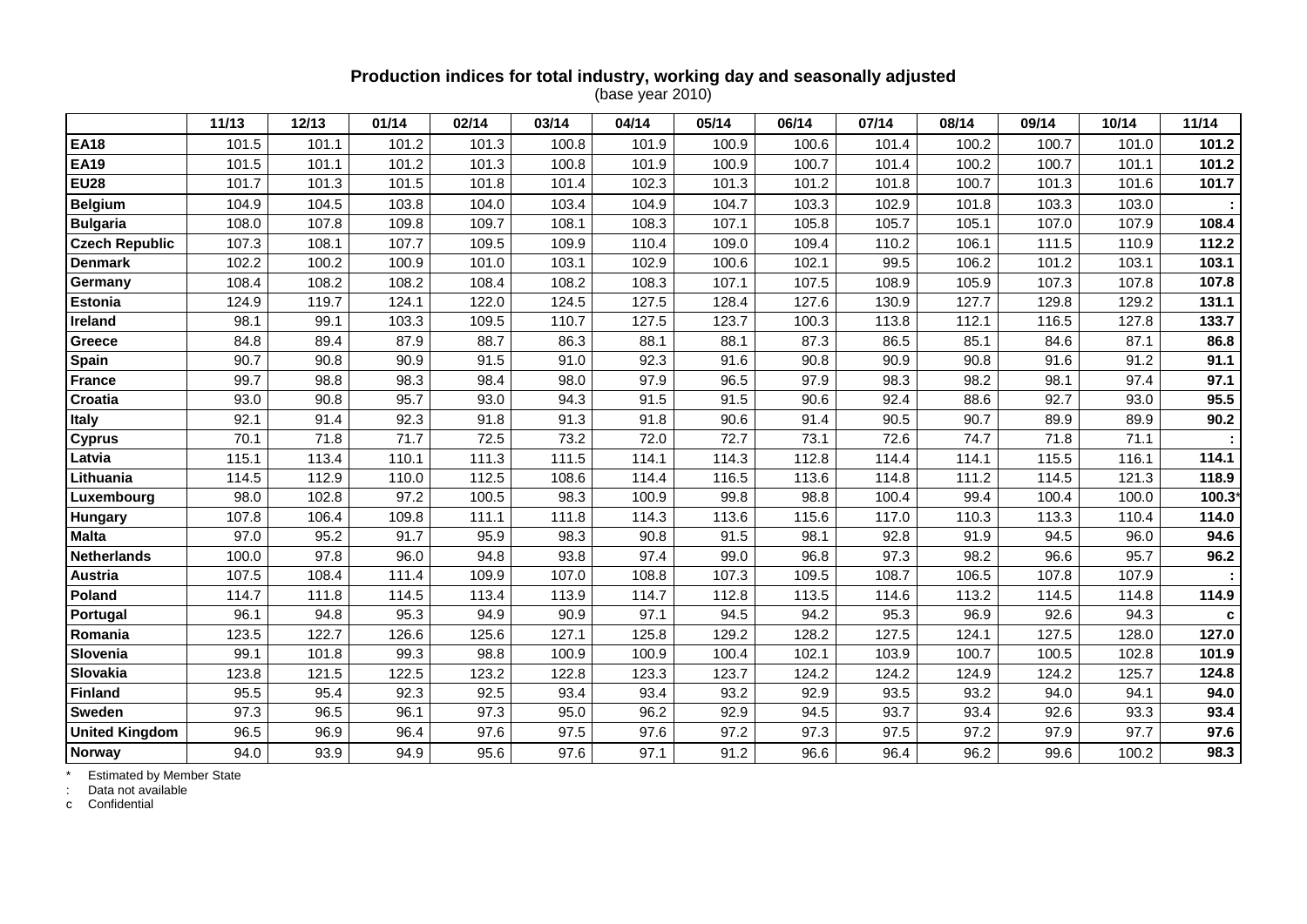**Production indices for total industry, working day and seasonally adjusted**
(base year 2010)

| | 11/13 | 12/13 | 01/14 | 02/14 | 03/14 | 04/14 | 05/14 | 06/14 | 07/14 | 08/14 | 09/14 | 10/14 | 11/14 |
|---|---|---|---|---|---|---|---|---|---|---|---|---|---|
| **EA18** | 101.5 | 101.1 | 101.2 | 101.3 | 100.8 | 101.9 | 100.9 | 100.6 | 101.4 | 100.2 | 100.7 | 101.0 | **101.2** |
| **EA19** | 101.5 | 101.1 | 101.2 | 101.3 | 100.8 | 101.9 | 100.9 | 100.7 | 101.4 | 100.2 | 100.7 | 101.1 | **101.2** |
| **EU28** | 101.7 | 101.3 | 101.5 | 101.8 | 101.4 | 102.3 | 101.3 | 101.2 | 101.8 | 100.7 | 101.3 | 101.6 | **101.7** |
| **Belgium** | 104.9 | 104.5 | 103.8 | 104.0 | 103.4 | 104.9 | 104.7 | 103.3 | 102.9 | 101.8 | 103.3 | 103.0 | **:** |
| **Bulgaria** | 108.0 | 107.8 | 109.8 | 109.7 | 108.1 | 108.3 | 107.1 | 105.8 | 105.7 | 105.1 | 107.0 | 107.9 | **108.4** |
| **Czech Republic** | 107.3 | 108.1 | 107.7 | 109.5 | 109.9 | 110.4 | 109.0 | 109.4 | 110.2 | 106.1 | 111.5 | 110.9 | **112.2** |
| **Denmark** | 102.2 | 100.2 | 100.9 | 101.0 | 103.1 | 102.9 | 100.6 | 102.1 | 99.5 | 106.2 | 101.2 | 103.1 | **103.1** |
| **Germany** | 108.4 | 108.2 | 108.2 | 108.4 | 108.2 | 108.3 | 107.1 | 107.5 | 108.9 | 105.9 | 107.3 | 107.8 | **107.8** |
| **Estonia** | 124.9 | 119.7 | 124.1 | 122.0 | 124.5 | 127.5 | 128.4 | 127.6 | 130.9 | 127.7 | 129.8 | 129.2 | **131.1** |
| **Ireland** | 98.1 | 99.1 | 103.3 | 109.5 | 110.7 | 127.5 | 123.7 | 100.3 | 113.8 | 112.1 | 116.5 | 127.8 | **133.7** |
| **Greece** | 84.8 | 89.4 | 87.9 | 88.7 | 86.3 | 88.1 | 88.1 | 87.3 | 86.5 | 85.1 | 84.6 | 87.1 | **86.8** |
| **Spain** | 90.7 | 90.8 | 90.9 | 91.5 | 91.0 | 92.3 | 91.6 | 90.8 | 90.9 | 90.8 | 91.6 | 91.2 | **91.1** |
| **France** | 99.7 | 98.8 | 98.3 | 98.4 | 98.0 | 97.9 | 96.5 | 97.9 | 98.3 | 98.2 | 98.1 | 97.4 | **97.1** |
| **Croatia** | 93.0 | 90.8 | 95.7 | 93.0 | 94.3 | 91.5 | 91.5 | 90.6 | 92.4 | 88.6 | 92.7 | 93.0 | **95.5** |
| **Italy** | 92.1 | 91.4 | 92.3 | 91.8 | 91.3 | 91.8 | 90.6 | 91.4 | 90.5 | 90.7 | 89.9 | 89.9 | **90.2** |
| **Cyprus** | 70.1 | 71.8 | 71.7 | 72.5 | 73.2 | 72.0 | 72.7 | 73.1 | 72.6 | 74.7 | 71.8 | 71.1 | **:** |
| **Latvia** | 115.1 | 113.4 | 110.1 | 111.3 | 111.5 | 114.1 | 114.3 | 112.8 | 114.4 | 114.1 | 115.5 | 116.1 | **114.1** |
| **Lithuania** | 114.5 | 112.9 | 110.0 | 112.5 | 108.6 | 114.4 | 116.5 | 113.6 | 114.8 | 111.2 | 114.5 | 121.3 | **118.9** |
| **Luxembourg** | 98.0 | 102.8 | 97.2 | 100.5 | 98.3 | 100.9 | 99.8 | 98.8 | 100.4 | 99.4 | 100.4 | 100.0 | **100.3*** |
| **Hungary** | 107.8 | 106.4 | 109.8 | 111.1 | 111.8 | 114.3 | 113.6 | 115.6 | 117.0 | 110.3 | 113.3 | 110.4 | **114.0** |
| **Malta** | 97.0 | 95.2 | 91.7 | 95.9 | 98.3 | 90.8 | 91.5 | 98.1 | 92.8 | 91.9 | 94.5 | 96.0 | **94.6** |
| **Netherlands** | 100.0 | 97.8 | 96.0 | 94.8 | 93.8 | 97.4 | 99.0 | 96.8 | 97.3 | 98.2 | 96.6 | 95.7 | **96.2** |
| **Austria** | 107.5 | 108.4 | 111.4 | 109.9 | 107.0 | 108.8 | 107.3 | 109.5 | 108.7 | 106.5 | 107.8 | 107.9 | **:** |
| **Poland** | 114.7 | 111.8 | 114.5 | 113.4 | 113.9 | 114.7 | 112.8 | 113.5 | 114.6 | 113.2 | 114.5 | 114.8 | **114.9** |
| **Portugal** | 96.1 | 94.8 | 95.3 | 94.9 | 90.9 | 97.1 | 94.5 | 94.2 | 95.3 | 96.9 | 92.6 | 94.3 | **c** |
| **Romania** | 123.5 | 122.7 | 126.6 | 125.6 | 127.1 | 125.8 | 129.2 | 128.2 | 127.5 | 124.1 | 127.5 | 128.0 | **127.0** |
| **Slovenia** | 99.1 | 101.8 | 99.3 | 98.8 | 100.9 | 100.9 | 100.4 | 102.1 | 103.9 | 100.7 | 100.5 | 102.8 | **101.9** |
| **Slovakia** | 123.8 | 121.5 | 122.5 | 123.2 | 122.8 | 123.3 | 123.7 | 124.2 | 124.2 | 124.9 | 124.2 | 125.7 | **124.8** |
| **Finland** | 95.5 | 95.4 | 92.3 | 92.5 | 93.4 | 93.4 | 93.2 | 92.9 | 93.5 | 93.2 | 94.0 | 94.1 | **94.0** |
| **Sweden** | 97.3 | 96.5 | 96.1 | 97.3 | 95.0 | 96.2 | 92.9 | 94.5 | 93.7 | 93.4 | 92.6 | 93.3 | **93.4** |
| **United Kingdom** | 96.5 | 96.9 | 96.4 | 97.6 | 97.5 | 97.6 | 97.2 | 97.3 | 97.5 | 97.2 | 97.9 | 97.7 | **97.6** |
| **Norway** | 94.0 | 93.9 | 94.9 | 95.6 | 97.6 | 97.1 | 91.2 | 96.6 | 96.4 | 96.2 | 99.6 | 100.2 | **98.3** |

\* Estimated by Member State

: Data not available

c Confidential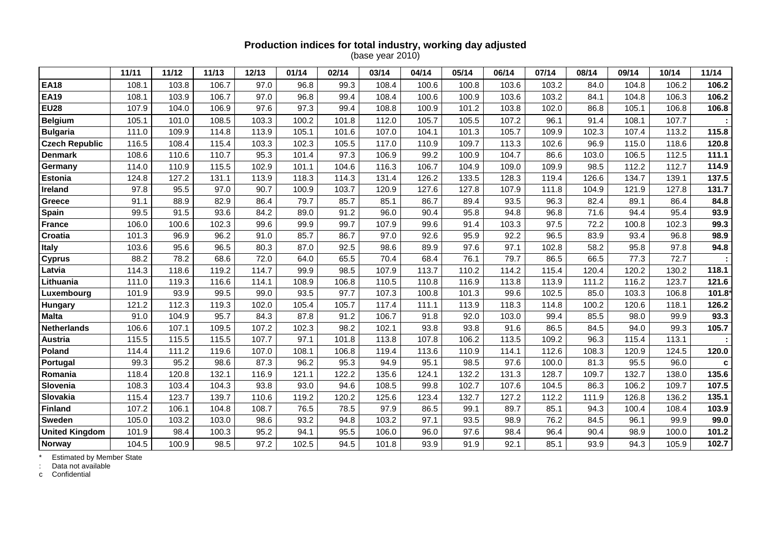**Production indices for total industry, working day adjusted**
(base year 2010)

| | 11/11 | 11/12 | 11/13 | 12/13 | 01/14 | 02/14 | 03/14 | 04/14 | 05/14 | 06/14 | 07/14 | 08/14 | 09/14 | 10/14 | 11/14 |
|---|---|---|---|---|---|---|---|---|---|---|---|---|---|---|---|
| **EA18** | 108.1 | 103.8 | 106.7 | 97.0 | 96.8 | 99.3 | 108.4 | 100.6 | 100.8 | 103.6 | 103.2 | 84.0 | 104.8 | 106.2 | **106.2** |
| **EA19** | 108.1 | 103.9 | 106.7 | 97.0 | 96.8 | 99.4 | 108.4 | 100.6 | 100.9 | 103.6 | 103.2 | 84.1 | 104.8 | 106.3 | **106.2** |
| **EU28** | 107.9 | 104.0 | 106.9 | 97.6 | 97.3 | 99.4 | 108.8 | 100.9 | 101.2 | 103.8 | 102.0 | 86.8 | 105.1 | 106.8 | **106.8** |
| **Belgium** | 105.1 | 101.0 | 108.5 | 103.3 | 100.2 | 101.8 | 112.0 | 105.7 | 105.5 | 107.2 | 96.1 | 91.4 | 108.1 | 107.7 | **:** |
| **Bulgaria** | 111.0 | 109.9 | 114.8 | 113.9 | 105.1 | 101.6 | 107.0 | 104.1 | 101.3 | 105.7 | 109.9 | 102.3 | 107.4 | 113.2 | **115.8** |
| **Czech Republic** | 116.5 | 108.4 | 115.4 | 103.3 | 102.3 | 105.5 | 117.0 | 110.9 | 109.7 | 113.3 | 102.6 | 96.9 | 115.0 | 118.6 | **120.8** |
| **Denmark** | 108.6 | 110.6 | 110.7 | 95.3 | 101.4 | 97.3 | 106.9 | 99.2 | 100.9 | 104.7 | 86.6 | 103.0 | 106.5 | 112.5 | **111.1** |
| **Germany** | 114.0 | 110.9 | 115.5 | 102.9 | 101.1 | 104.6 | 116.3 | 106.7 | 104.9 | 109.0 | 109.9 | 98.5 | 112.2 | 112.7 | **114.9** |
| **Estonia** | 124.8 | 127.2 | 131.1 | 113.9 | 118.3 | 114.3 | 131.4 | 126.2 | 133.5 | 128.3 | 119.4 | 126.6 | 134.7 | 139.1 | **137.5** |
| **Ireland** | 97.8 | 95.5 | 97.0 | 90.7 | 100.9 | 103.7 | 120.9 | 127.6 | 127.8 | 107.9 | 111.8 | 104.9 | 121.9 | 127.8 | **131.7** |
| **Greece** | 91.1 | 88.9 | 82.9 | 86.4 | 79.7 | 85.7 | 85.1 | 86.7 | 89.4 | 93.5 | 96.3 | 82.4 | 89.1 | 86.4 | **84.8** |
| **Spain** | 99.5 | 91.5 | 93.6 | 84.2 | 89.0 | 91.2 | 96.0 | 90.4 | 95.8 | 94.8 | 96.8 | 71.6 | 94.4 | 95.4 | **93.9** |
| **France** | 106.0 | 100.6 | 102.3 | 99.6 | 99.9 | 99.7 | 107.9 | 99.6 | 91.4 | 103.3 | 97.5 | 72.2 | 100.8 | 102.3 | **99.3** |
| **Croatia** | 101.3 | 96.9 | 96.2 | 91.0 | 85.7 | 86.7 | 97.0 | 92.6 | 95.9 | 92.2 | 96.5 | 83.9 | 93.4 | 96.8 | **98.9** |
| **Italy** | 103.6 | 95.6 | 96.5 | 80.3 | 87.0 | 92.5 | 98.6 | 89.9 | 97.6 | 97.1 | 102.8 | 58.2 | 95.8 | 97.8 | **94.8** |
| **Cyprus** | 88.2 | 78.2 | 68.6 | 72.0 | 64.0 | 65.5 | 70.4 | 68.4 | 76.1 | 79.7 | 86.5 | 66.5 | 77.3 | 72.7 | **:** |
| **Latvia** | 114.3 | 118.6 | 119.2 | 114.7 | 99.9 | 98.5 | 107.9 | 113.7 | 110.2 | 114.2 | 115.4 | 120.4 | 120.2 | 130.2 | **118.1** |
| **Lithuania** | 111.0 | 119.3 | 116.6 | 114.1 | 108.9 | 106.8 | 110.5 | 110.8 | 116.9 | 113.8 | 113.9 | 111.2 | 116.2 | 123.7 | **121.6** |
| **Luxembourg** | 101.9 | 93.9 | 99.5 | 99.0 | 93.5 | 97.7 | 107.3 | 100.8 | 101.3 | 99.6 | 102.5 | 85.0 | 103.3 | 106.8 | **101.8*** |
| **Hungary** | 121.2 | 112.3 | 119.3 | 102.0 | 105.4 | 105.7 | 117.4 | 111.1 | 113.9 | 118.3 | 114.8 | 100.2 | 120.6 | 118.1 | **126.2** |
| **Malta** | 91.0 | 104.9 | 95.7 | 84.3 | 87.8 | 91.2 | 106.7 | 91.8 | 92.0 | 103.0 | 99.4 | 85.5 | 98.0 | 99.9 | **93.3** |
| **Netherlands** | 106.6 | 107.1 | 109.5 | 107.2 | 102.3 | 98.2 | 102.1 | 93.8 | 93.8 | 91.6 | 86.5 | 84.5 | 94.0 | 99.3 | **105.7** |
| **Austria** | 115.5 | 115.5 | 115.5 | 107.7 | 97.1 | 101.8 | 113.8 | 107.8 | 106.2 | 113.5 | 109.2 | 96.3 | 115.4 | 113.1 | **:** |
| **Poland** | 114.4 | 111.2 | 119.6 | 107.0 | 108.1 | 106.8 | 119.4 | 113.6 | 110.9 | 114.1 | 112.6 | 108.3 | 120.9 | 124.5 | **120.0** |
| **Portugal** | 99.3 | 95.2 | 98.6 | 87.3 | 96.2 | 95.3 | 94.9 | 95.1 | 98.5 | 97.6 | 100.0 | 81.3 | 95.5 | 96.0 | **c** |
| **Romania** | 118.4 | 120.8 | 132.1 | 116.9 | 121.1 | 122.2 | 135.6 | 124.1 | 132.2 | 131.3 | 128.7 | 109.7 | 132.7 | 138.0 | **135.6** |
| **Slovenia** | 108.3 | 103.4 | 104.3 | 93.8 | 93.0 | 94.6 | 108.5 | 99.8 | 102.7 | 107.6 | 104.5 | 86.3 | 106.2 | 109.7 | **107.5** |
| **Slovakia** | 115.4 | 123.7 | 139.7 | 110.6 | 119.2 | 120.2 | 125.6 | 123.4 | 132.7 | 127.2 | 112.2 | 111.9 | 126.8 | 136.2 | **135.1** |
| **Finland** | 107.2 | 106.1 | 104.8 | 108.7 | 76.5 | 78.5 | 97.9 | 86.5 | 99.1 | 89.7 | 85.1 | 94.3 | 100.4 | 108.4 | **103.9** |
| **Sweden** | 105.0 | 103.2 | 103.0 | 98.6 | 93.2 | 94.8 | 103.2 | 97.1 | 93.5 | 98.9 | 76.2 | 84.5 | 96.1 | 99.9 | **99.0** |
| **United Kingdom** | 101.9 | 98.4 | 100.3 | 95.2 | 94.1 | 95.5 | 106.0 | 96.0 | 97.6 | 98.4 | 96.4 | 90.4 | 98.9 | 100.0 | **101.2** |
| **Norway** | 104.5 | 100.9 | 98.5 | 97.2 | 102.5 | 94.5 | 101.8 | 93.9 | 91.9 | 92.1 | 85.1 | 93.9 | 94.3 | 105.9 | **102.7** |

\* Estimated by Member State

: Data not available

c Confidential